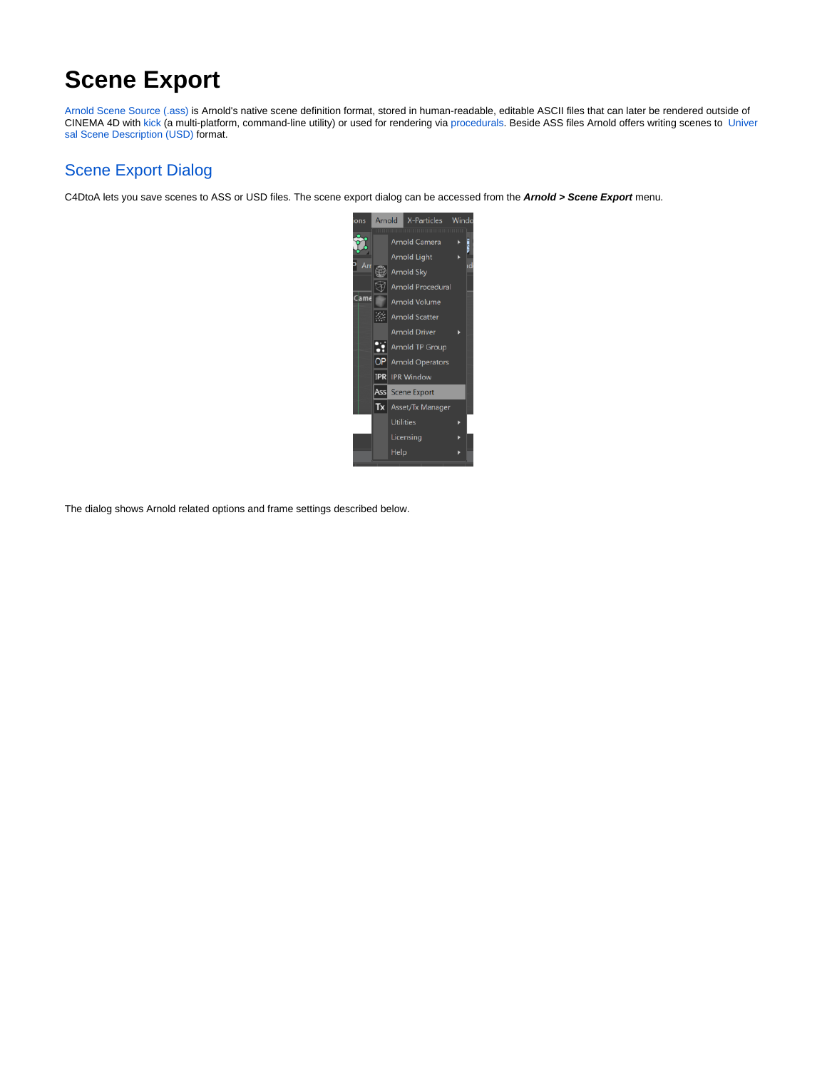# Scene Export

Arnold Scene Source (.ass) is Arnold's native scene definition format, stored in human-readable, editable ASCII files that can later be rendered outside of CINEMA 4D with kick (a multi-platform, command-line utility) or used for rendering via procedurals. Beside ASS files Arnold offers writing scenes to Universal Scene Description (USD) format.

## Scene Export Dialog

C4DtoA lets you save scenes to ASS or USD files. The scene export dialog can be accessed from the ***Arnold > Scene Export*** menu.

The dialog shows Arnold related options and frame settings described below.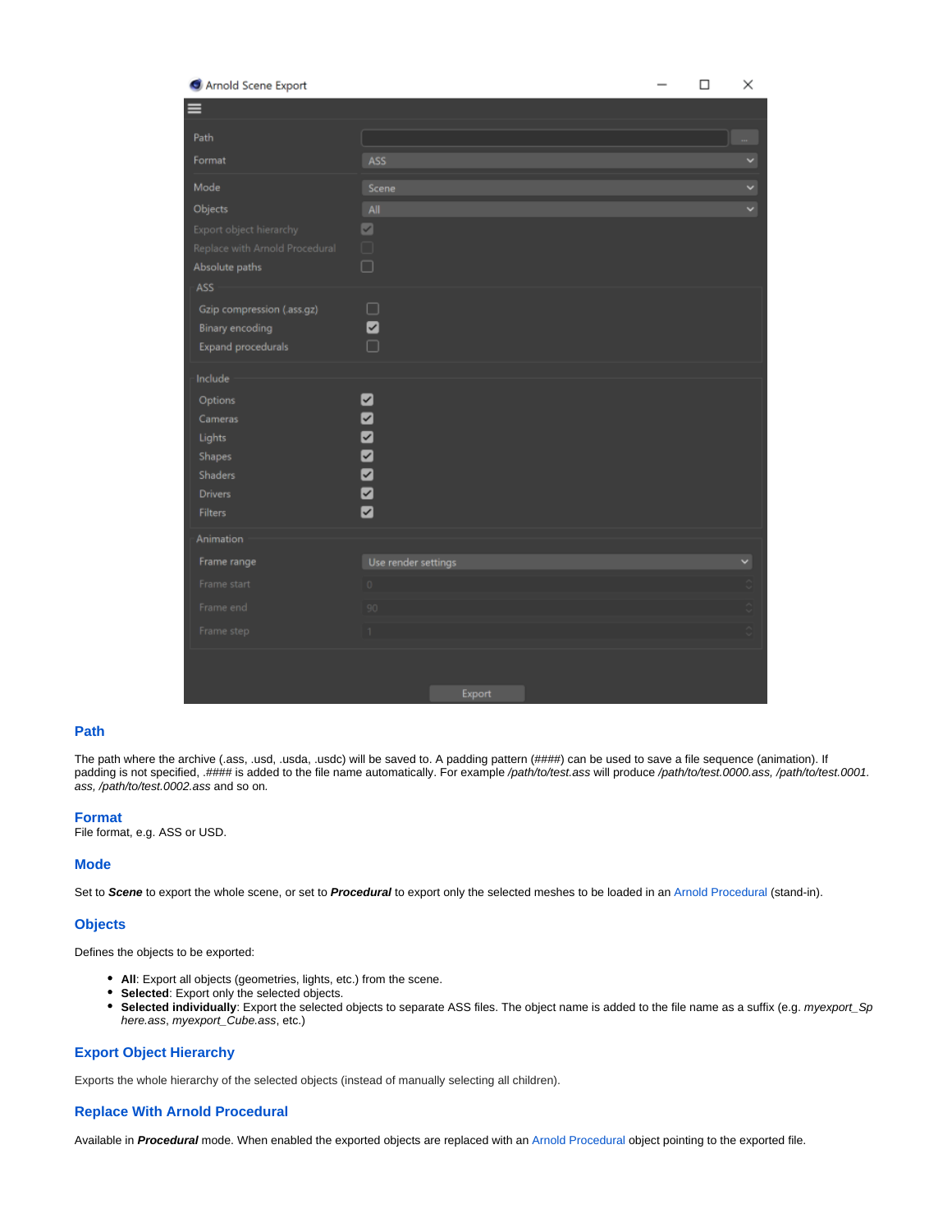## Path

The path where the archive (.ass, .usd, .usda, .usdc) will be saved to. A padding pattern (####) can be used to save a file sequence (animation). If padding is not specified, .#### is added to the file name automatically. For example */path/to/test.ass* will produce */path/to/test.0000.ass, /path/to/test.0001.ass, /path/to/test.0002.ass* and so on.

## Format

File format, e.g. ASS or USD.

## Mode

Set to ***Scene*** to export the whole scene, or set to ***Procedural*** to export only the selected meshes to be loaded in an Arnold Procedural (stand-in).

## Objects

Defines the objects to be exported:

- **All**: Export all objects (geometries, lights, etc.) from the scene.
- **Selected**: Export only the selected objects.
- **Selected individually**: Export the selected objects to separate ASS files. The object name is added to the file name as a suffix (e.g. *myexport_Sphere.ass*, *myexport_Cube.ass*, etc.)

## Export Object Hierarchy

Exports the whole hierarchy of the selected objects (instead of manually selecting all children).

## Replace With Arnold Procedural

Available in ***Procedural*** mode. When enabled the exported objects are replaced with an Arnold Procedural object pointing to the exported file.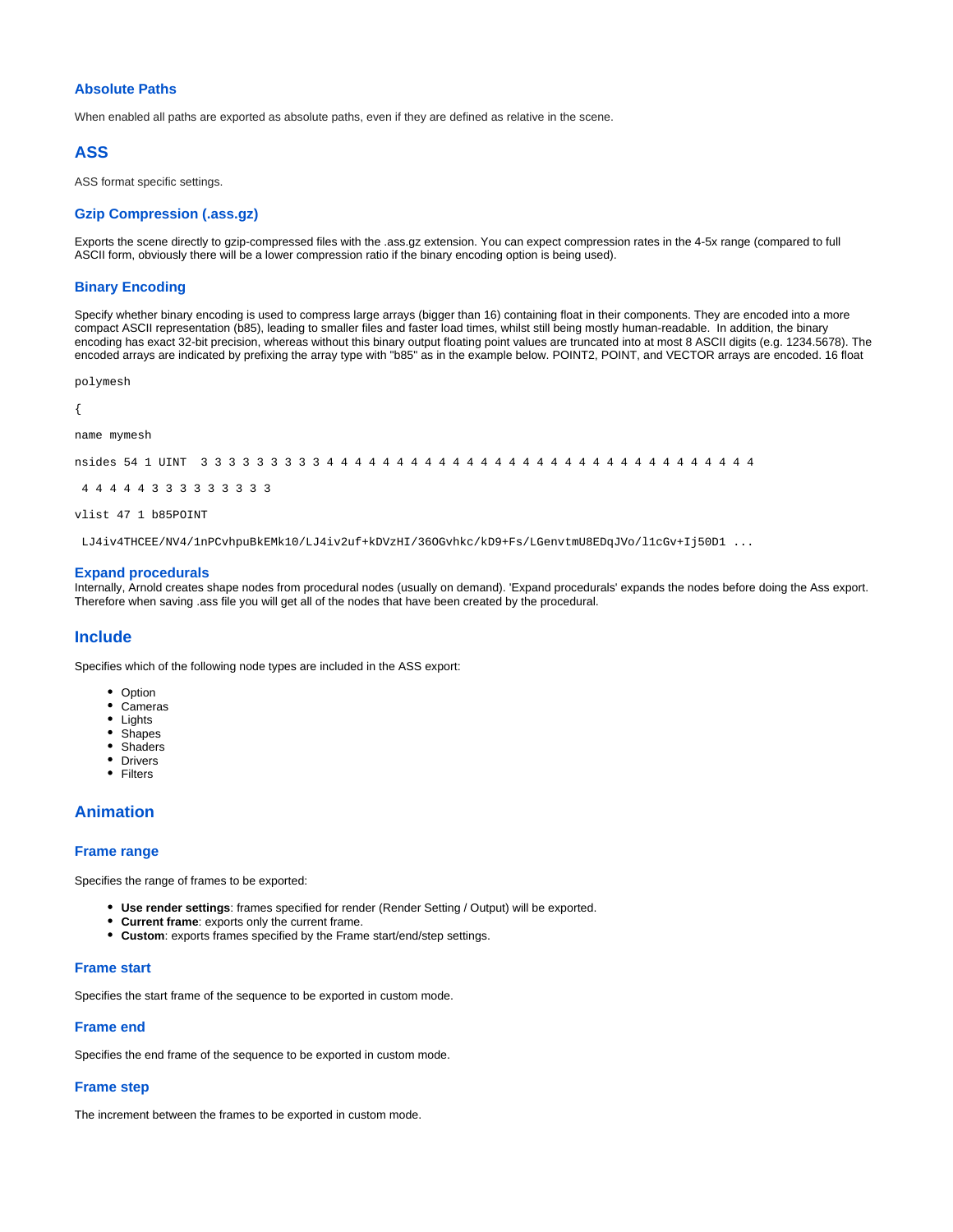### Absolute Paths

When enabled all paths are exported as absolute paths, even if they are defined as relative in the scene.

## ASS

ASS format specific settings.

### Gzip Compression (.ass.gz)

Exports the scene directly to gzip-compressed files with the .ass.gz extension. You can expect compression rates in the 4-5x range (compared to full ASCII form, obviously there will be a lower compression ratio if the binary encoding option is being used).

### Binary Encoding

Specify whether binary encoding is used to compress large arrays (bigger than 16) containing float in their components. They are encoded into a more compact ASCII representation (b85), leading to smaller files and faster load times, whilst still being mostly human-readable. In addition, the binary encoding has exact 32-bit precision, whereas without this binary output floating point values are truncated into at most 8 ASCII digits (e.g. 1234.5678). The encoded arrays are indicated by prefixing the array type with "b85" as in the example below. POINT2, POINT, and VECTOR arrays are encoded. 16 float

```
polymesh

{

name mymesh

nsides 54 1 UINT  3 3 3 3 3 3 3 3 3 4 4 4 4 4 4 4 4 4 4 4 4 4 4 4 4 4 4 4 4 4 4 4 4 4 4 4 4 4 4 4 4

 4 4 4 4 4 3 3 3 3 3 3 3 3 3

vlist 47 1 b85POINT

 LJ4iv4THCEE/NV4/1nPCvhpuBkEMk10/LJ4iv2uf+kDVzHI/36OGvhkc/kD9+Fs/LGenvtmU8EDqJVo/l1cGv+Ij50D1 ...
```

### Expand procedurals

Internally, Arnold creates shape nodes from procedural nodes (usually on demand). 'Expand procedurals' expands the nodes before doing the Ass export. Therefore when saving .ass file you will get all of the nodes that have been created by the procedural.

## Include

Specifies which of the following node types are included in the ASS export:

- Option
- Cameras
- Lights
- Shapes
- Shaders
- Drivers
- Filters

## Animation

### Frame range

Specifies the range of frames to be exported:

- **Use render settings**: frames specified for render (Render Setting / Output) will be exported.
- **Current frame**: exports only the current frame.
- **Custom**: exports frames specified by the Frame start/end/step settings.

### Frame start

Specifies the start frame of the sequence to be exported in custom mode.

### Frame end

Specifies the end frame of the sequence to be exported in custom mode.

### Frame step

The increment between the frames to be exported in custom mode.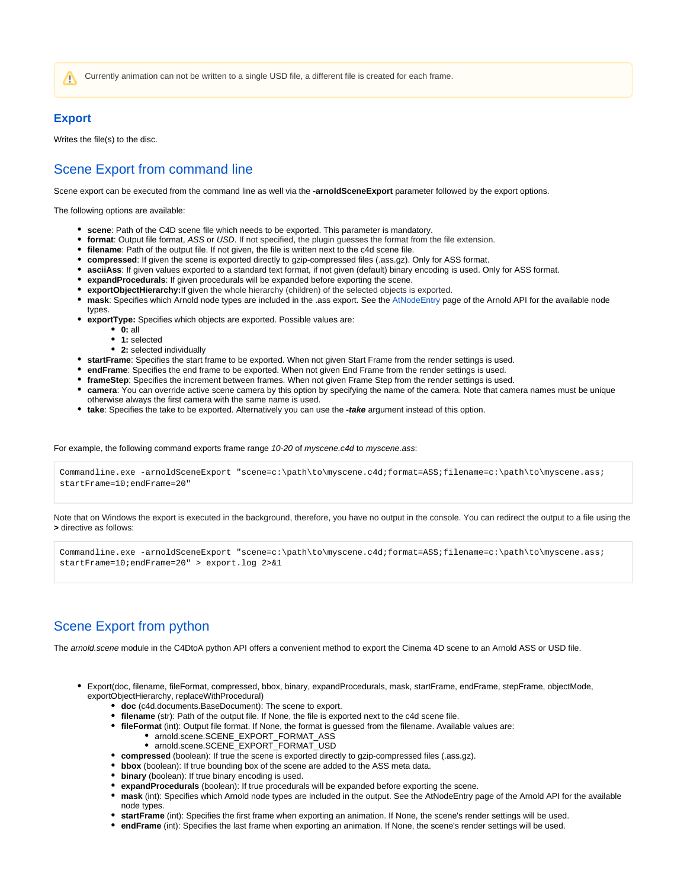> ⚠ Currently animation can not be written to a single USD file, a different file is created for each frame.

### Export

Writes the file(s) to the disc.

## Scene Export from command line

Scene export can be executed from the command line as well via the **-arnoldSceneExport** parameter followed by the export options.

The following options are available:

- **scene**: Path of the C4D scene file which needs to be exported. This parameter is mandatory.
- **format**: Output file format, *ASS* or *USD*. If not specified, the plugin guesses the format from the file extension.
- **filename**: Path of the output file. If not given, the file is written next to the c4d scene file.
- **compressed**: If given the scene is exported directly to gzip-compressed files (.ass.gz). Only for ASS format.
- **asciiAss**: If given values exported to a standard text format, if not given (default) binary encoding is used. Only for ASS format.
- **expandProcedurals**: If given procedurals will be expanded before exporting the scene.
- **exportObjectHierarchy:**If given the whole hierarchy (children) of the selected objects is exported.
- **mask**: Specifies which Arnold node types are included in the .ass export. See the AtNodeEntry page of the Arnold API for the available node types.
- **exportType:** Specifies which objects are exported. Possible values are:
  - **0:** all
  - **1:** selected
  - **2:** selected individually
- **startFrame**: Specifies the start frame to be exported. When not given Start Frame from the render settings is used.
- **endFrame**: Specifies the end frame to be exported. When not given End Frame from the render settings is used.
- **frameStep**: Specifies the increment between frames. When not given Frame Step from the render settings is used.
- **camera**: You can override active scene camera by this option by specifying the name of the camera. Note that camera names must be unique otherwise always the first camera with the same name is used.
- **take**: Specifies the take to be exported. Alternatively you can use the ***-take*** argument instead of this option.

For example, the following command exports frame range *10-20* of *myscene.c4d* to *myscene.ass*:

```
Commandline.exe -arnoldSceneExport "scene=c:\path\to\myscene.c4d;format=ASS;filename=c:\path\to\myscene.ass;
startFrame=10;endFrame=20"
```

Note that on Windows the export is executed in the background, therefore, you have no output in the console. You can redirect the output to a file using the **>** directive as follows:

```
Commandline.exe -arnoldSceneExport "scene=c:\path\to\myscene.c4d;format=ASS;filename=c:\path\to\myscene.ass;
startFrame=10;endFrame=20" > export.log 2>&1
```

## Scene Export from python

The *arnold.scene* module in the C4DtoA python API offers a convenient method to export the Cinema 4D scene to an Arnold ASS or USD file.

- Export(doc, filename, fileFormat, compressed, bbox, binary, expandProcedurals, mask, startFrame, endFrame, stepFrame, objectMode, exportObjectHierarchy, replaceWithProcedural)
  - **doc** (c4d.documents.BaseDocument): The scene to export.
  - **filename** (str): Path of the output file. If None, the file is exported next to the c4d scene file.
  - **fileFormat** (int): Output file format. If None, the format is guessed from the filename. Available values are:
    - arnold.scene.SCENE_EXPORT_FORMAT_ASS
    - arnold.scene.SCENE_EXPORT_FORMAT_USD
  - **compressed** (boolean): If true the scene is exported directly to gzip-compressed files (.ass.gz).
  - **bbox** (boolean): If true bounding box of the scene are added to the ASS meta data.
  - **binary** (boolean): If true binary encoding is used.
  - **expandProcedurals** (boolean): If true procedurals will be expanded before exporting the scene.
  - **mask** (int): Specifies which Arnold node types are included in the output. See the AtNodeEntry page of the Arnold API for the available node types.
  - **startFrame** (int): Specifies the first frame when exporting an animation. If None, the scene's render settings will be used.
  - **endFrame** (int): Specifies the last frame when exporting an animation. If None, the scene's render settings will be used.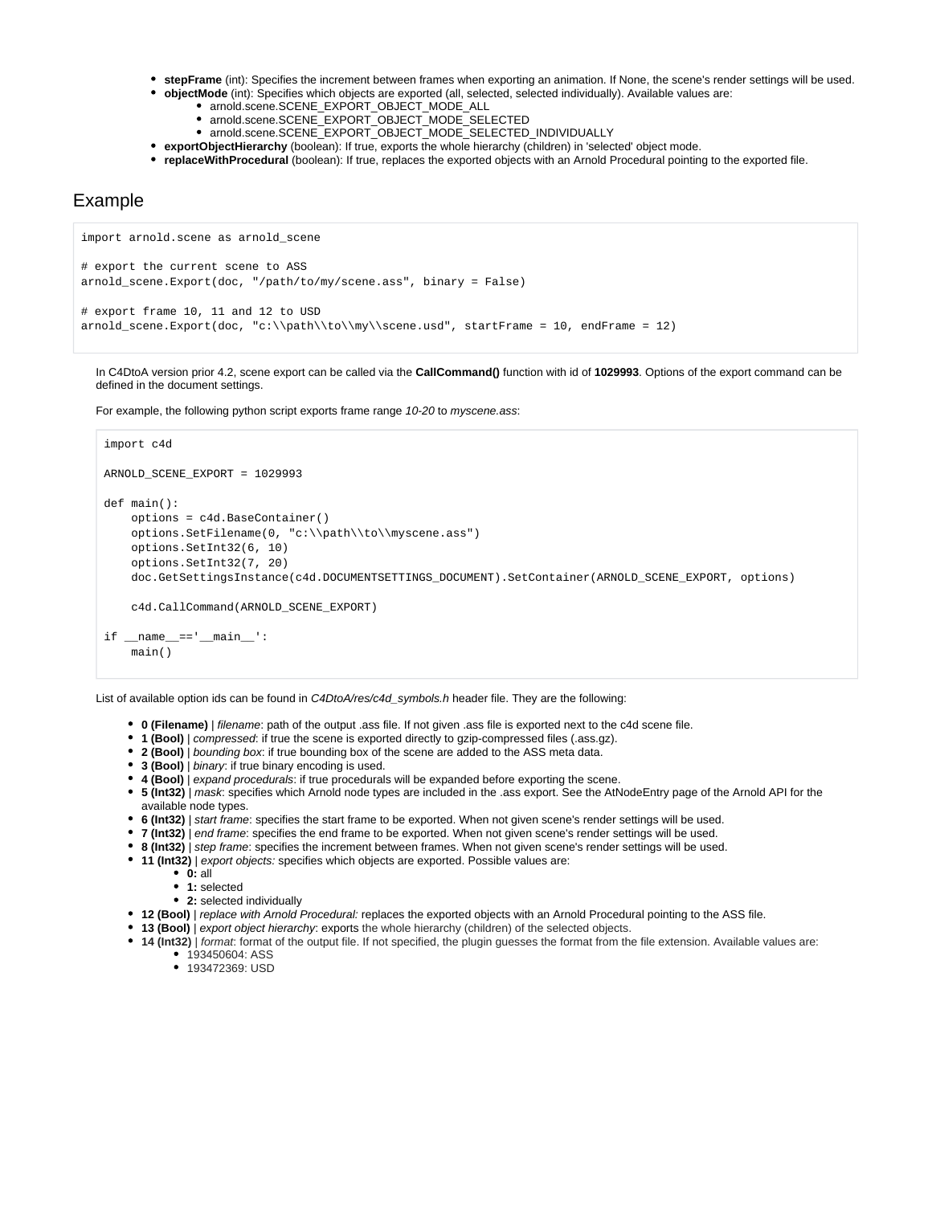- **stepFrame** (int): Specifies the increment between frames when exporting an animation. If None, the scene's render settings will be used.
- **objectMode** (int): Specifies which objects are exported (all, selected, selected individually). Available values are:
  - arnold.scene.SCENE_EXPORT_OBJECT_MODE_ALL
  - arnold.scene.SCENE_EXPORT_OBJECT_MODE_SELECTED
  - arnold.scene.SCENE_EXPORT_OBJECT_MODE_SELECTED_INDIVIDUALLY
- **exportObjectHierarchy** (boolean): If true, exports the whole hierarchy (children) in 'selected' object mode.
- **replaceWithProcedural** (boolean): If true, replaces the exported objects with an Arnold Procedural pointing to the exported file.

## Example

```
import arnold.scene as arnold_scene

# export the current scene to ASS
arnold_scene.Export(doc, "/path/to/my/scene.ass", binary = False)

# export frame 10, 11 and 12 to USD
arnold_scene.Export(doc, "c:\\path\\to\\my\\scene.usd", startFrame = 10, endFrame = 12)
```

In C4DtoA version prior 4.2, scene export can be called via the **CallCommand()** function with id of **1029993**. Options of the export command can be defined in the document settings.

For example, the following python script exports frame range *10-20* to *myscene.ass*:

```
import c4d

ARNOLD_SCENE_EXPORT = 1029993

def main():
    options = c4d.BaseContainer()
    options.SetFilename(0, "c:\\path\\to\\myscene.ass")
    options.SetInt32(6, 10)
    options.SetInt32(7, 20)
    doc.GetSettingsInstance(c4d.DOCUMENTSETTINGS_DOCUMENT).SetContainer(ARNOLD_SCENE_EXPORT, options)

    c4d.CallCommand(ARNOLD_SCENE_EXPORT)

if __name__=='__main__':
    main()
```

List of available option ids can be found in *C4DtoA/res/c4d_symbols.h* header file. They are the following:

- **0 (Filename)** | *filename*: path of the output .ass file. If not given .ass file is exported next to the c4d scene file.
- **1 (Bool)** | *compressed*: if true the scene is exported directly to gzip-compressed files (.ass.gz).
- **2 (Bool)** | *bounding box*: if true bounding box of the scene are added to the ASS meta data.
- **3 (Bool)** | *binary*: if true binary encoding is used.
- **4 (Bool)** | *expand procedurals*: if true procedurals will be expanded before exporting the scene.
- **5 (Int32)** | *mask*: specifies which Arnold node types are included in the .ass export. See the AtNodeEntry page of the Arnold API for the available node types.
- **6 (Int32)** | *start frame*: specifies the start frame to be exported. When not given scene's render settings will be used.
- **7 (Int32)** | *end frame*: specifies the end frame to be exported. When not given scene's render settings will be used.
- **8 (Int32)** | *step frame*: specifies the increment between frames. When not given scene's render settings will be used.
- **11 (Int32)** | *export objects:* specifies which objects are exported. Possible values are:
  - **0:** all
  - **1:** selected
  - **2:** selected individually
- **12 (Bool)** | *replace with Arnold Procedural:* replaces the exported objects with an Arnold Procedural pointing to the ASS file.
- **13 (Bool)** | *export object hierarchy*: exports the whole hierarchy (children) of the selected objects.
- **14 (Int32)** | *format*: format of the output file. If not specified, the plugin guesses the format from the file extension. Available values are:
  - 193450604: ASS
  - 193472369: USD